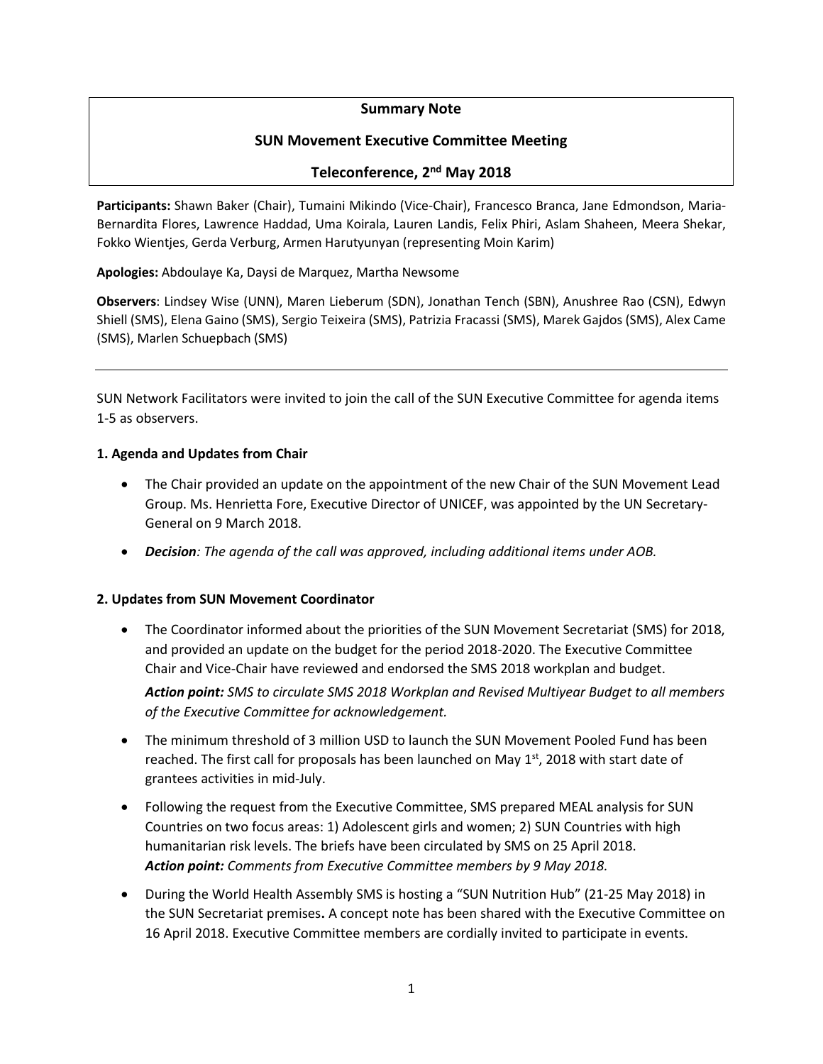**Summary Note**

**SUN Movement Executive Committee Meeting**

**Teleconference, 2nd May 2018**

**Participants:** Shawn Baker (Chair), Tumaini Mikindo (Vice-Chair), Francesco Branca, Jane Edmondson, Maria-Bernardita Flores, Lawrence Haddad, Uma Koirala, Lauren Landis, Felix Phiri, Aslam Shaheen, Meera Shekar, Fokko Wientjes, Gerda Verburg, Armen Harutyunyan (representing Moin Karim)

**Apologies:** Abdoulaye Ka, Daysi de Marquez, Martha Newsome

**Observers**: Lindsey Wise (UNN), Maren Lieberum (SDN), Jonathan Tench (SBN), Anushree Rao (CSN), Edwyn Shiell (SMS), Elena Gaino (SMS), Sergio Teixeira (SMS), Patrizia Fracassi (SMS), Marek Gajdos (SMS), Alex Came (SMS), Marlen Schuepbach (SMS)

---

SUN Network Facilitators were invited to join the call of the SUN Executive Committee for agenda items 1-5 as observers.

**1. Agenda and Updates from Chair**

- The Chair provided an update on the appointment of the new Chair of the SUN Movement Lead Group. Ms. Henrietta Fore, Executive Director of UNICEF, was appointed by the UN Secretary-General on 9 March 2018.
- ***Decision**: The agenda of the call was approved, including additional items under AOB.*

**2. Updates from SUN Movement Coordinator**

- The Coordinator informed about the priorities of the SUN Movement Secretariat (SMS) for 2018, and provided an update on the budget for the period 2018-2020. The Executive Committee Chair and Vice-Chair have reviewed and endorsed the SMS 2018 workplan and budget.

  ***Action point:** SMS to circulate SMS 2018 Workplan and Revised Multiyear Budget to all members of the Executive Committee for acknowledgement.*
- The minimum threshold of 3 million USD to launch the SUN Movement Pooled Fund has been reached. The first call for proposals has been launched on May 1st, 2018 with start date of grantees activities in mid-July.
- Following the request from the Executive Committee, SMS prepared MEAL analysis for SUN Countries on two focus areas: 1) Adolescent girls and women; 2) SUN Countries with high humanitarian risk levels. The briefs have been circulated by SMS on 25 April 2018.
  ***Action point:** Comments from Executive Committee members by 9 May 2018.*
- During the World Health Assembly SMS is hosting a "SUN Nutrition Hub" (21-25 May 2018) in the SUN Secretariat premises**.** A concept note has been shared with the Executive Committee on 16 April 2018. Executive Committee members are cordially invited to participate in events.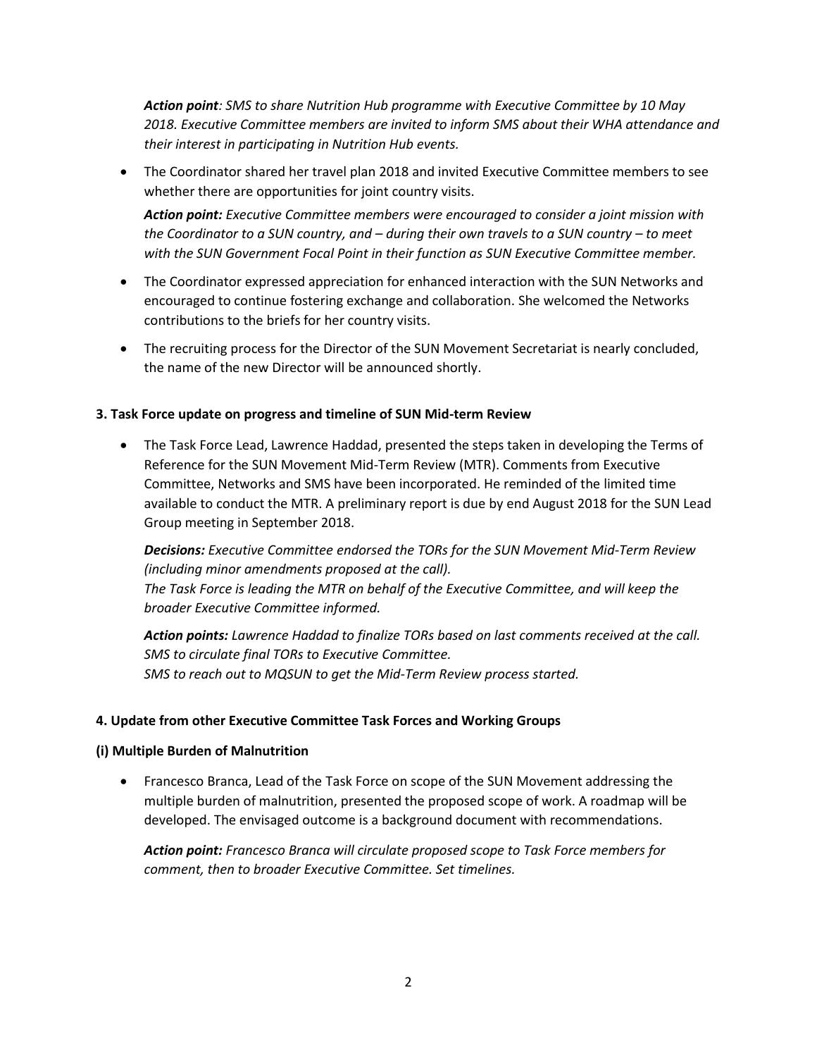***Action point**: SMS to share Nutrition Hub programme with Executive Committee by 10 May 2018. Executive Committee members are invited to inform SMS about their WHA attendance and their interest in participating in Nutrition Hub events.*

- The Coordinator shared her travel plan 2018 and invited Executive Committee members to see whether there are opportunities for joint country visits.

  ***Action point:** Executive Committee members were encouraged to consider a joint mission with the Coordinator to a SUN country, and – during their own travels to a SUN country – to meet with the SUN Government Focal Point in their function as SUN Executive Committee member.*

- The Coordinator expressed appreciation for enhanced interaction with the SUN Networks and encouraged to continue fostering exchange and collaboration. She welcomed the Networks contributions to the briefs for her country visits.

- The recruiting process for the Director of the SUN Movement Secretariat is nearly concluded, the name of the new Director will be announced shortly.

**3. Task Force update on progress and timeline of SUN Mid-term Review**

- The Task Force Lead, Lawrence Haddad, presented the steps taken in developing the Terms of Reference for the SUN Movement Mid-Term Review (MTR). Comments from Executive Committee, Networks and SMS have been incorporated. He reminded of the limited time available to conduct the MTR. A preliminary report is due by end August 2018 for the SUN Lead Group meeting in September 2018.

  ***Decisions:** Executive Committee endorsed the TORs for the SUN Movement Mid-Term Review (including minor amendments proposed at the call).*
  *The Task Force is leading the MTR on behalf of the Executive Committee, and will keep the broader Executive Committee informed.*

  ***Action points:** Lawrence Haddad to finalize TORs based on last comments received at the call.*
  *SMS to circulate final TORs to Executive Committee.*
  *SMS to reach out to MQSUN to get the Mid-Term Review process started.*

**4. Update from other Executive Committee Task Forces and Working Groups**

**(i) Multiple Burden of Malnutrition**

- Francesco Branca, Lead of the Task Force on scope of the SUN Movement addressing the multiple burden of malnutrition, presented the proposed scope of work. A roadmap will be developed. The envisaged outcome is a background document with recommendations.

  ***Action point:** Francesco Branca will circulate proposed scope to Task Force members for comment, then to broader Executive Committee. Set timelines.*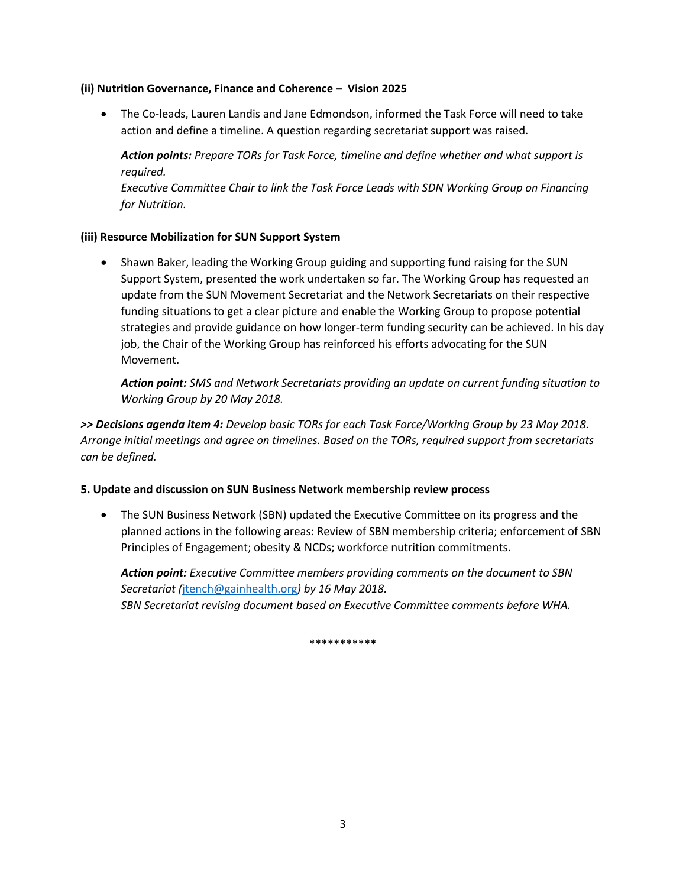**(ii) Nutrition Governance, Finance and Coherence – Vision 2025**

- The Co-leads, Lauren Landis and Jane Edmondson, informed the Task Force will need to take action and define a timeline. A question regarding secretariat support was raised.

  ***Action points:*** *Prepare TORs for Task Force, timeline and define whether and what support is required.*
  *Executive Committee Chair to link the Task Force Leads with SDN Working Group on Financing for Nutrition.*

**(iii) Resource Mobilization for SUN Support System**

- Shawn Baker, leading the Working Group guiding and supporting fund raising for the SUN Support System, presented the work undertaken so far. The Working Group has requested an update from the SUN Movement Secretariat and the Network Secretariats on their respective funding situations to get a clear picture and enable the Working Group to propose potential strategies and provide guidance on how longer-term funding security can be achieved. In his day job, the Chair of the Working Group has reinforced his efforts advocating for the SUN Movement.

  ***Action point:*** *SMS and Network Secretariats providing an update on current funding situation to Working Group by 20 May 2018.*

***>> Decisions agenda item 4:*** *Develop basic TORs for each Task Force/Working Group by 23 May 2018. Arrange initial meetings and agree on timelines. Based on the TORs, required support from secretariats can be defined.*

**5. Update and discussion on SUN Business Network membership review process**

- The SUN Business Network (SBN) updated the Executive Committee on its progress and the planned actions in the following areas: Review of SBN membership criteria; enforcement of SBN Principles of Engagement; obesity & NCDs; workforce nutrition commitments.

  ***Action point:*** *Executive Committee members providing comments on the document to SBN Secretariat (jtench@gainhealth.org) by 16 May 2018.*
  *SBN Secretariat revising document based on Executive Committee comments before WHA.*

***********